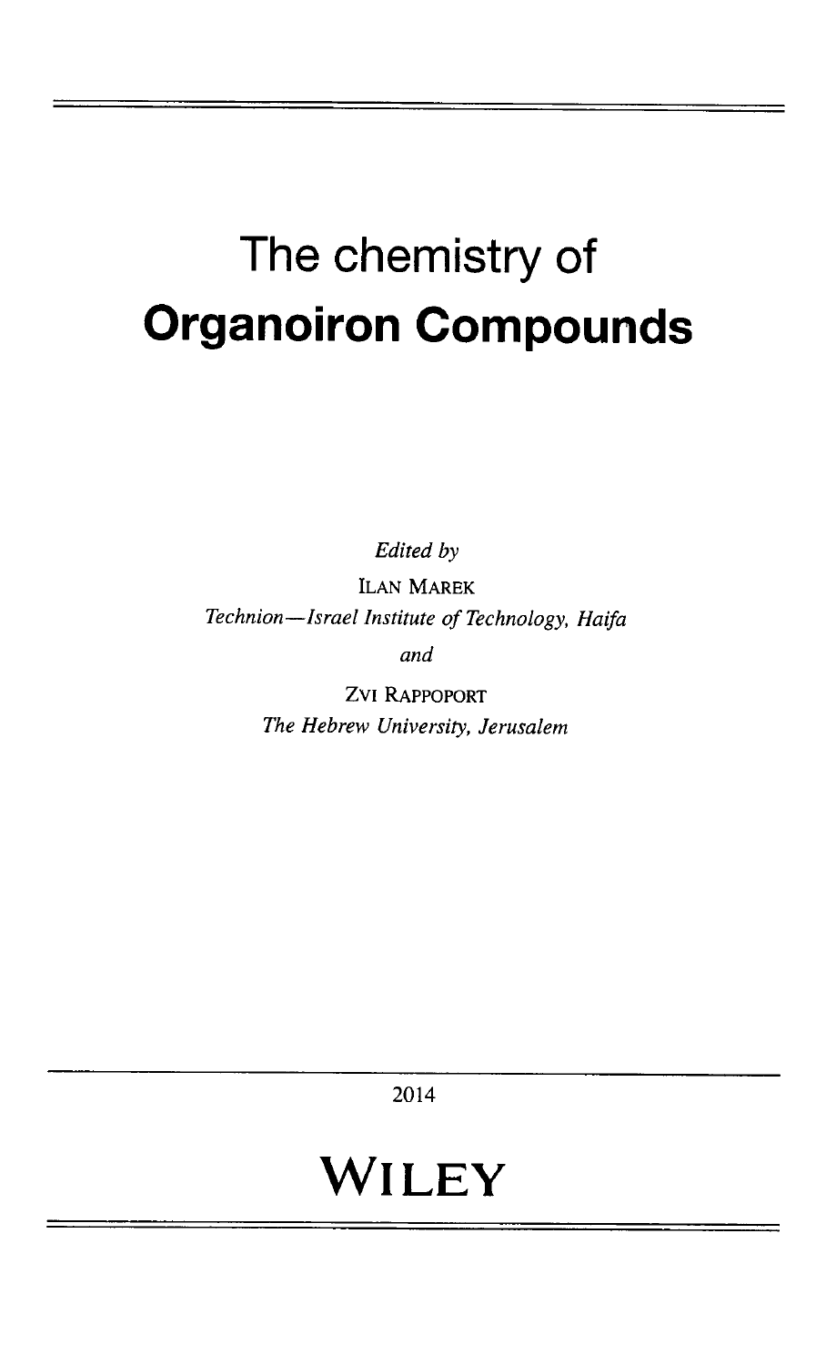# The chemistry of
# **Organoiron Compounds**

*Edited by*

ILAN MAREK

*Technion—Israel Institute of Technology, Haifa*

*and*

ZVI RAPPOPORT

*The Hebrew University, Jerusalem*

2014

**WILEY**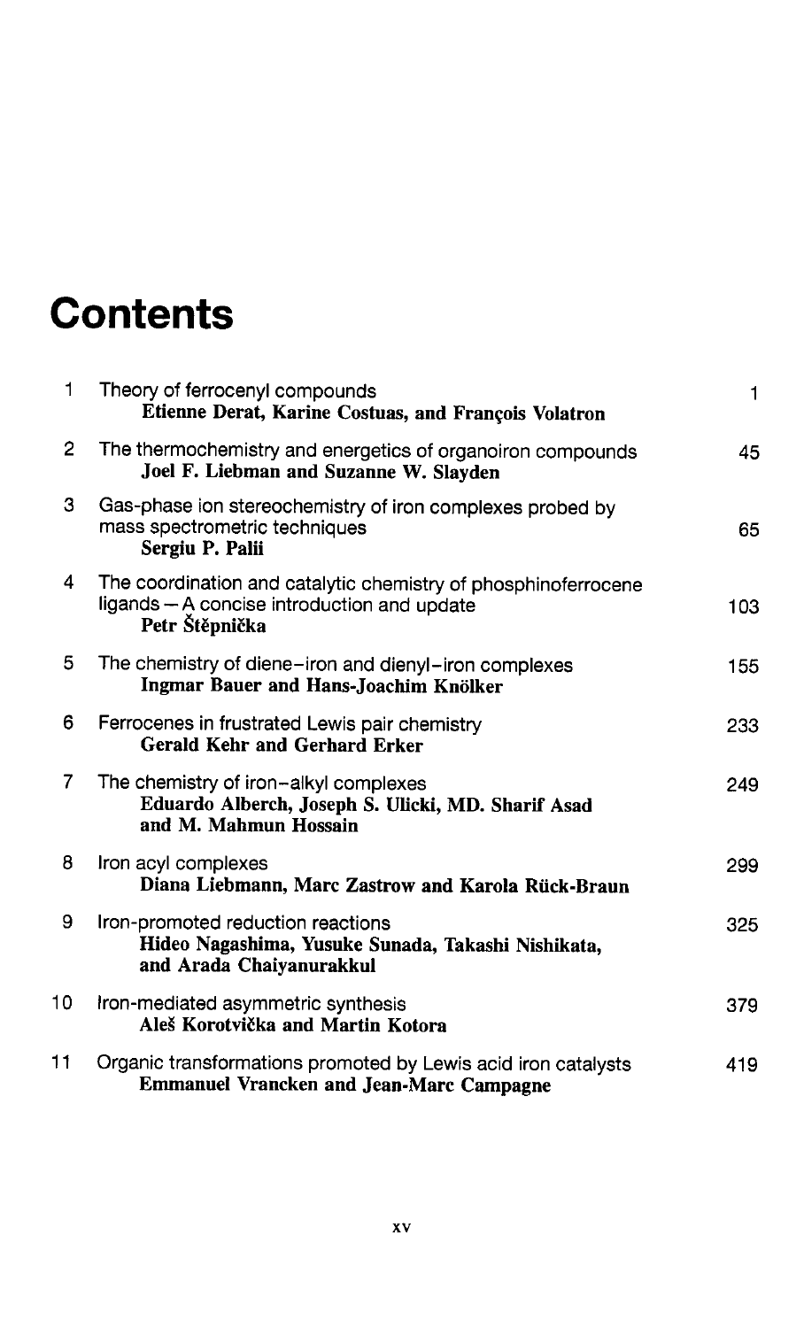# Contents

| | | |
|---|---|---|
| 1 | Theory of ferrocenyl compounds<br>**Etienne Derat, Karine Costuas, and François Volatron** | 1 |
| 2 | The thermochemistry and energetics of organoiron compounds<br>**Joel F. Liebman and Suzanne W. Slayden** | 45 |
| 3 | Gas-phase ion stereochemistry of iron complexes probed by mass spectrometric techniques<br>**Sergiu P. Palii** | 65 |
| 4 | The coordination and catalytic chemistry of phosphinoferrocene ligands – A concise introduction and update<br>**Petr Štěpnička** | 103 |
| 5 | The chemistry of diene–iron and dienyl–iron complexes<br>**Ingmar Bauer and Hans-Joachim Knölker** | 155 |
| 6 | Ferrocenes in frustrated Lewis pair chemistry<br>**Gerald Kehr and Gerhard Erker** | 233 |
| 7 | The chemistry of iron–alkyl complexes<br>**Eduardo Alberch, Joseph S. Ulicki, MD. Sharif Asad and M. Mahmun Hossain** | 249 |
| 8 | Iron acyl complexes<br>**Diana Liebmann, Marc Zastrow and Karola Rück-Braun** | 299 |
| 9 | Iron-promoted reduction reactions<br>**Hideo Nagashima, Yusuke Sunada, Takashi Nishikata, and Arada Chaiyanurakkul** | 325 |
| 10 | Iron-mediated asymmetric synthesis<br>**Aleš Korotvička and Martin Kotora** | 379 |
| 11 | Organic transformations promoted by Lewis acid iron catalysts<br>**Emmanuel Vrancken and Jean-Marc Campagne** | 419 |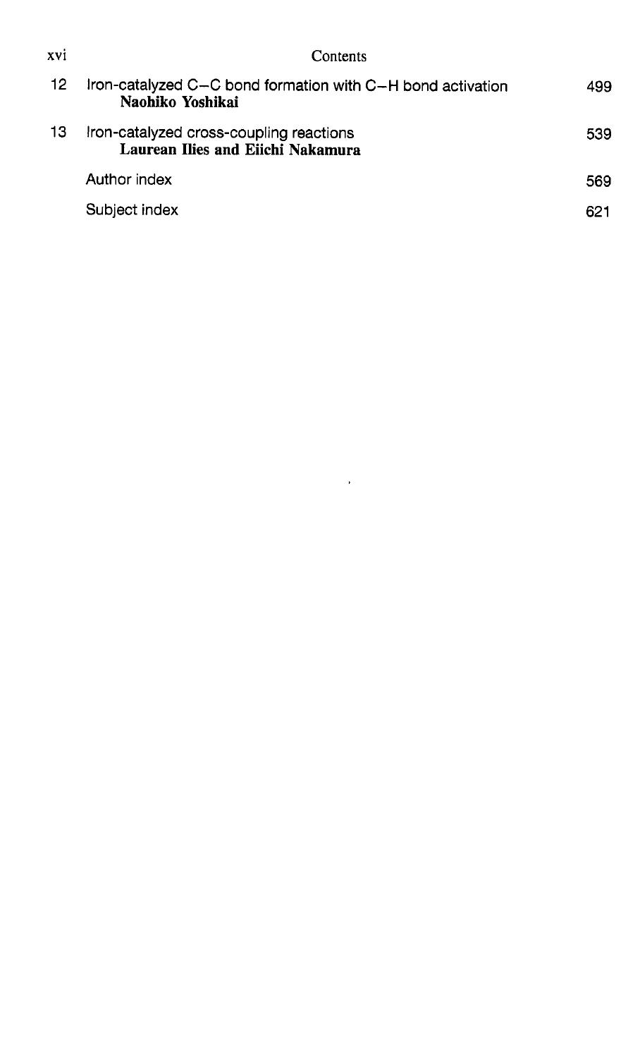| | | |
|---|---|---|
| 12 | Iron-catalyzed C–C bond formation with C–H bond activation<br>**Naohiko Yoshikai** | 499 |
| 13 | Iron-catalyzed cross-coupling reactions<br>**Laurean Ilies and Eiichi Nakamura** | 539 |
| | Author index | 569 |
| | Subject index | 621 |